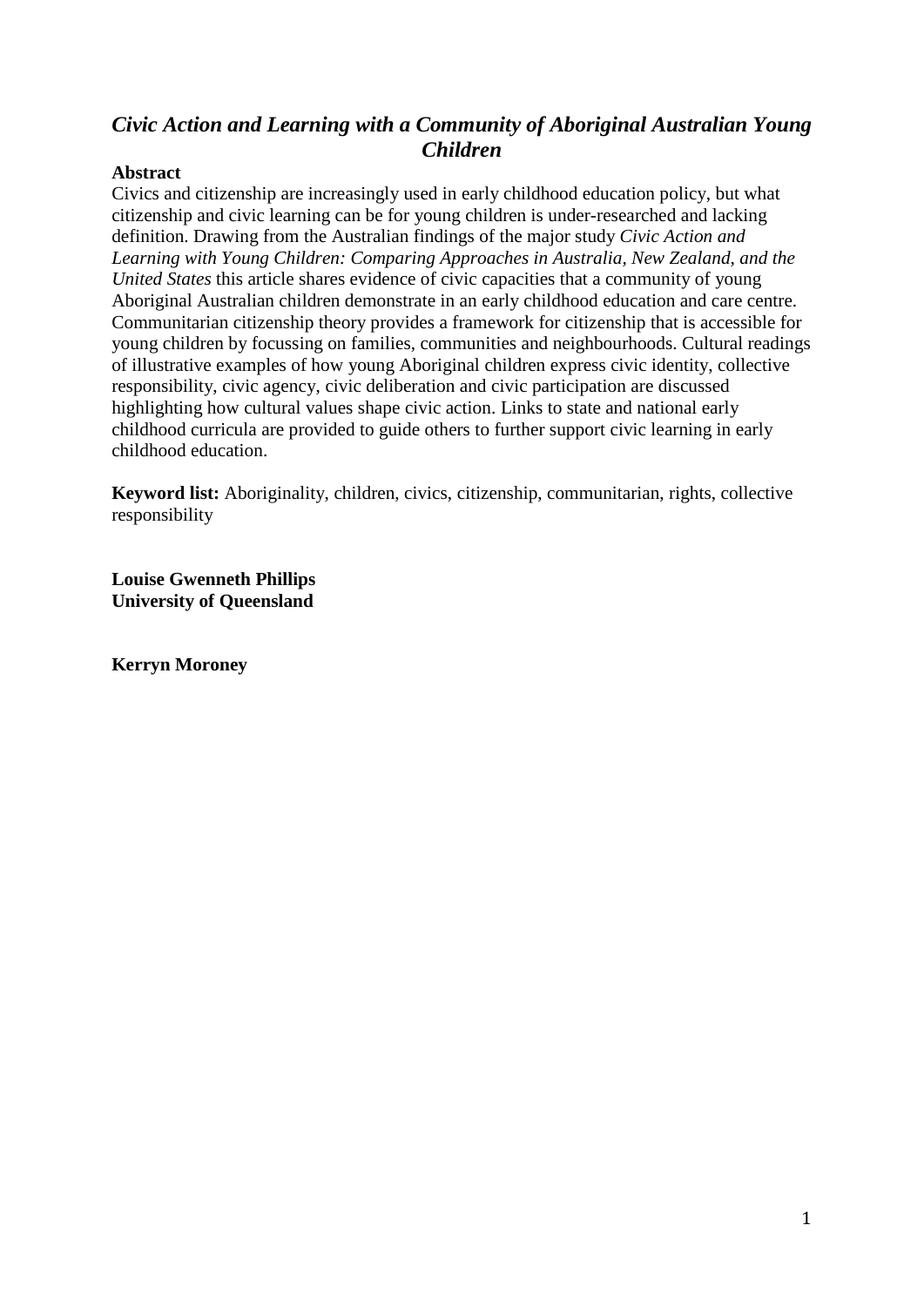# *Civic Action and Learning with a Community of Aboriginal Australian Young Children*

**Abstract**

Civics and citizenship are increasingly used in early childhood education policy, but what citizenship and civic learning can be for young children is under-researched and lacking definition. Drawing from the Australian findings of the major study *Civic Action and Learning with Young Children: Comparing Approaches in Australia, New Zealand, and the United States* this article shares evidence of civic capacities that a community of young Aboriginal Australian children demonstrate in an early childhood education and care centre. Communitarian citizenship theory provides a framework for citizenship that is accessible for young children by focussing on families, communities and neighbourhoods. Cultural readings of illustrative examples of how young Aboriginal children express civic identity, collective responsibility, civic agency, civic deliberation and civic participation are discussed highlighting how cultural values shape civic action. Links to state and national early childhood curricula are provided to guide others to further support civic learning in early childhood education.

**Keyword list:** Aboriginality, children, civics, citizenship, communitarian, rights, collective responsibility

**Louise Gwenneth Phillips**
**University of Queensland**

**Kerryn Moroney**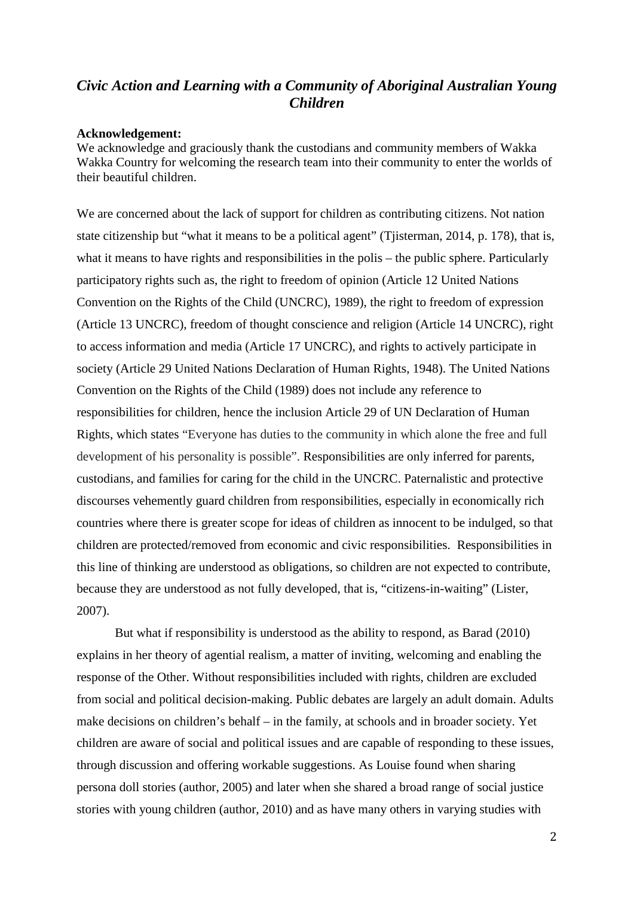# *Civic Action and Learning with a Community of Aboriginal Australian Young Children*

**Acknowledgement:**

We acknowledge and graciously thank the custodians and community members of Wakka Wakka Country for welcoming the research team into their community to enter the worlds of their beautiful children.

We are concerned about the lack of support for children as contributing citizens. Not nation state citizenship but "what it means to be a political agent" (Tjisterman, 2014, p. 178), that is, what it means to have rights and responsibilities in the polis – the public sphere. Particularly participatory rights such as, the right to freedom of opinion (Article 12 United Nations Convention on the Rights of the Child (UNCRC), 1989), the right to freedom of expression (Article 13 UNCRC), freedom of thought conscience and religion (Article 14 UNCRC), right to access information and media (Article 17 UNCRC), and rights to actively participate in society (Article 29 United Nations Declaration of Human Rights, 1948). The United Nations Convention on the Rights of the Child (1989) does not include any reference to responsibilities for children, hence the inclusion Article 29 of UN Declaration of Human Rights, which states "Everyone has duties to the community in which alone the free and full development of his personality is possible". Responsibilities are only inferred for parents, custodians, and families for caring for the child in the UNCRC. Paternalistic and protective discourses vehemently guard children from responsibilities, especially in economically rich countries where there is greater scope for ideas of children as innocent to be indulged, so that children are protected/removed from economic and civic responsibilities. Responsibilities in this line of thinking are understood as obligations, so children are not expected to contribute, because they are understood as not fully developed, that is, "citizens-in-waiting" (Lister, 2007).

But what if responsibility is understood as the ability to respond, as Barad (2010) explains in her theory of agential realism, a matter of inviting, welcoming and enabling the response of the Other. Without responsibilities included with rights, children are excluded from social and political decision-making. Public debates are largely an adult domain. Adults make decisions on children's behalf – in the family, at schools and in broader society. Yet children are aware of social and political issues and are capable of responding to these issues, through discussion and offering workable suggestions. As Louise found when sharing persona doll stories (author, 2005) and later when she shared a broad range of social justice stories with young children (author, 2010) and as have many others in varying studies with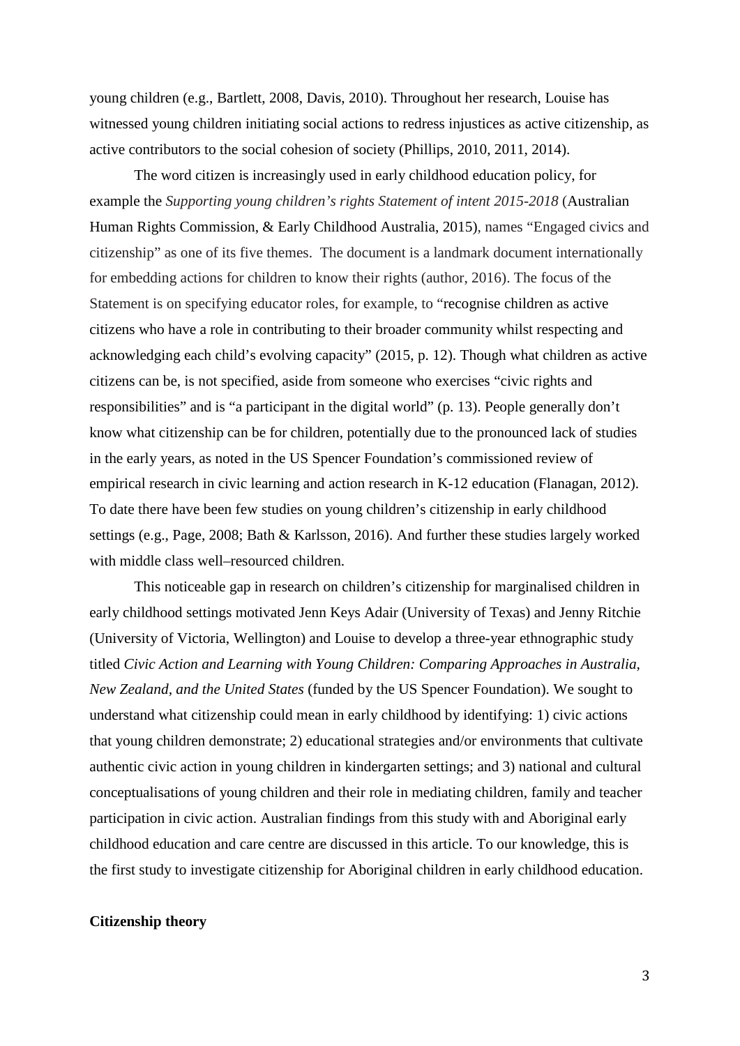young children (e.g., Bartlett, 2008, Davis, 2010). Throughout her research, Louise has witnessed young children initiating social actions to redress injustices as active citizenship, as active contributors to the social cohesion of society (Phillips, 2010, 2011, 2014).

The word citizen is increasingly used in early childhood education policy, for example the *Supporting young children's rights Statement of intent 2015-2018* (Australian Human Rights Commission, & Early Childhood Australia, 2015), names "Engaged civics and citizenship" as one of its five themes. The document is a landmark document internationally for embedding actions for children to know their rights (author, 2016). The focus of the Statement is on specifying educator roles, for example, to "recognise children as active citizens who have a role in contributing to their broader community whilst respecting and acknowledging each child's evolving capacity" (2015, p. 12). Though what children as active citizens can be, is not specified, aside from someone who exercises "civic rights and responsibilities" and is "a participant in the digital world" (p. 13). People generally don't know what citizenship can be for children, potentially due to the pronounced lack of studies in the early years, as noted in the US Spencer Foundation's commissioned review of empirical research in civic learning and action research in K-12 education (Flanagan, 2012). To date there have been few studies on young children's citizenship in early childhood settings (e.g., Page, 2008; Bath & Karlsson, 2016). And further these studies largely worked with middle class well–resourced children.

This noticeable gap in research on children's citizenship for marginalised children in early childhood settings motivated Jenn Keys Adair (University of Texas) and Jenny Ritchie (University of Victoria, Wellington) and Louise to develop a three-year ethnographic study titled *Civic Action and Learning with Young Children: Comparing Approaches in Australia, New Zealand, and the United States* (funded by the US Spencer Foundation). We sought to understand what citizenship could mean in early childhood by identifying: 1) civic actions that young children demonstrate; 2) educational strategies and/or environments that cultivate authentic civic action in young children in kindergarten settings; and 3) national and cultural conceptualisations of young children and their role in mediating children, family and teacher participation in civic action. Australian findings from this study with and Aboriginal early childhood education and care centre are discussed in this article. To our knowledge, this is the first study to investigate citizenship for Aboriginal children in early childhood education.

**Citizenship theory**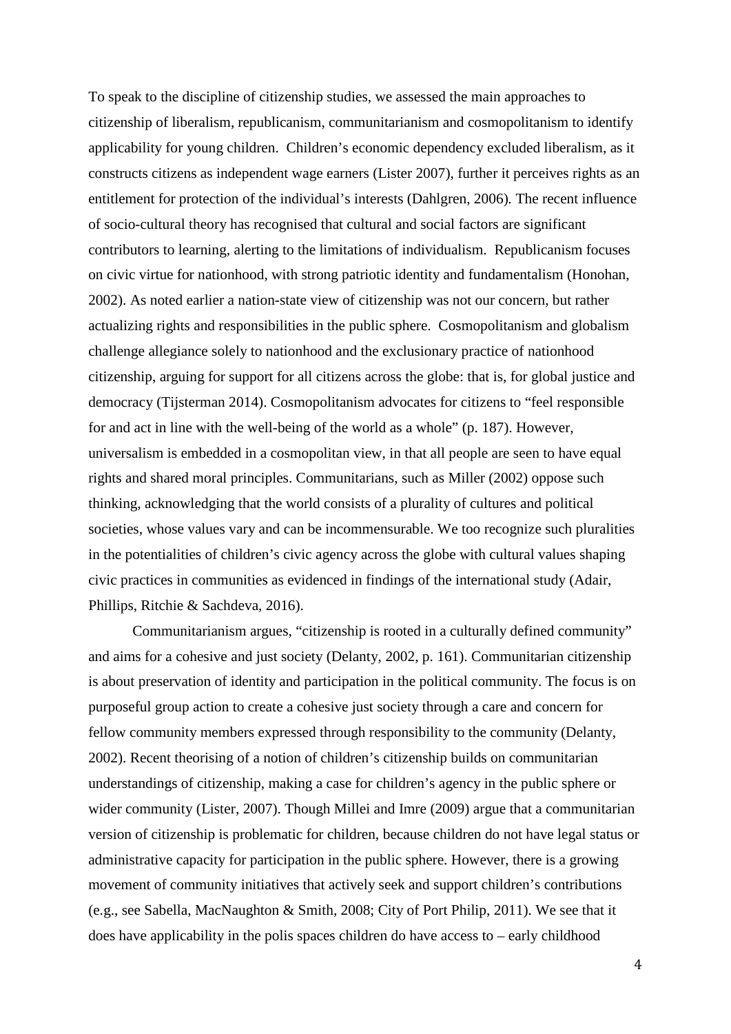To speak to the discipline of citizenship studies, we assessed the main approaches to citizenship of liberalism, republicanism, communitarianism and cosmopolitanism to identify applicability for young children. Children's economic dependency excluded liberalism, as it constructs citizens as independent wage earners (Lister 2007), further it perceives rights as an entitlement for protection of the individual's interests (Dahlgren, 2006). The recent influence of socio-cultural theory has recognised that cultural and social factors are significant contributors to learning, alerting to the limitations of individualism. Republicanism focuses on civic virtue for nationhood, with strong patriotic identity and fundamentalism (Honohan, 2002). As noted earlier a nation-state view of citizenship was not our concern, but rather actualizing rights and responsibilities in the public sphere. Cosmopolitanism and globalism challenge allegiance solely to nationhood and the exclusionary practice of nationhood citizenship, arguing for support for all citizens across the globe: that is, for global justice and democracy (Tijsterman 2014). Cosmopolitanism advocates for citizens to "feel responsible for and act in line with the well-being of the world as a whole" (p. 187). However, universalism is embedded in a cosmopolitan view, in that all people are seen to have equal rights and shared moral principles. Communitarians, such as Miller (2002) oppose such thinking, acknowledging that the world consists of a plurality of cultures and political societies, whose values vary and can be incommensurable. We too recognize such pluralities in the potentialities of children's civic agency across the globe with cultural values shaping civic practices in communities as evidenced in findings of the international study (Adair, Phillips, Ritchie & Sachdeva, 2016).

Communitarianism argues, "citizenship is rooted in a culturally defined community" and aims for a cohesive and just society (Delanty, 2002, p. 161). Communitarian citizenship is about preservation of identity and participation in the political community. The focus is on purposeful group action to create a cohesive just society through a care and concern for fellow community members expressed through responsibility to the community (Delanty, 2002). Recent theorising of a notion of children's citizenship builds on communitarian understandings of citizenship, making a case for children's agency in the public sphere or wider community (Lister, 2007). Though Millei and Imre (2009) argue that a communitarian version of citizenship is problematic for children, because children do not have legal status or administrative capacity for participation in the public sphere. However, there is a growing movement of community initiatives that actively seek and support children's contributions (e.g., see Sabella, MacNaughton & Smith, 2008; City of Port Philip, 2011). We see that it does have applicability in the polis spaces children do have access to – early childhood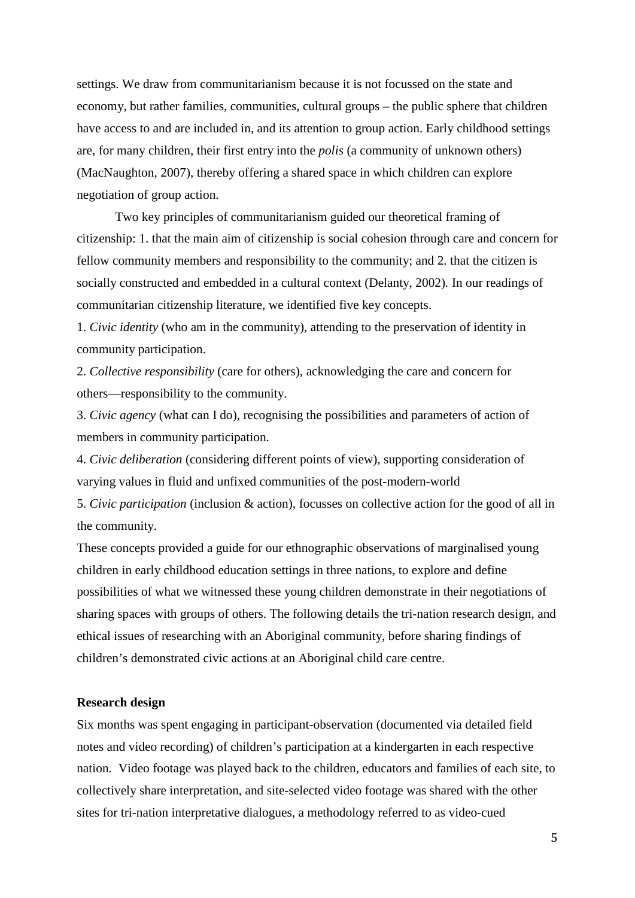settings. We draw from communitarianism because it is not focussed on the state and economy, but rather families, communities, cultural groups – the public sphere that children have access to and are included in, and its attention to group action. Early childhood settings are, for many children, their first entry into the *polis* (a community of unknown others) (MacNaughton, 2007), thereby offering a shared space in which children can explore negotiation of group action.

Two key principles of communitarianism guided our theoretical framing of citizenship: 1. that the main aim of citizenship is social cohesion through care and concern for fellow community members and responsibility to the community; and 2. that the citizen is socially constructed and embedded in a cultural context (Delanty, 2002). In our readings of communitarian citizenship literature, we identified five key concepts.

1. *Civic identity* (who am in the community), attending to the preservation of identity in community participation.
2. *Collective responsibility* (care for others), acknowledging the care and concern for others—responsibility to the community.
3. *Civic agency* (what can I do), recognising the possibilities and parameters of action of members in community participation.
4. *Civic deliberation* (considering different points of view), supporting consideration of varying values in fluid and unfixed communities of the post-modern-world
5. *Civic participation* (inclusion & action), focusses on collective action for the good of all in the community.

These concepts provided a guide for our ethnographic observations of marginalised young children in early childhood education settings in three nations, to explore and define possibilities of what we witnessed these young children demonstrate in their negotiations of sharing spaces with groups of others. The following details the tri-nation research design, and ethical issues of researching with an Aboriginal community, before sharing findings of children's demonstrated civic actions at an Aboriginal child care centre.

**Research design**

Six months was spent engaging in participant-observation (documented via detailed field notes and video recording) of children's participation at a kindergarten in each respective nation. Video footage was played back to the children, educators and families of each site, to collectively share interpretation, and site-selected video footage was shared with the other sites for tri-nation interpretative dialogues, a methodology referred to as video-cued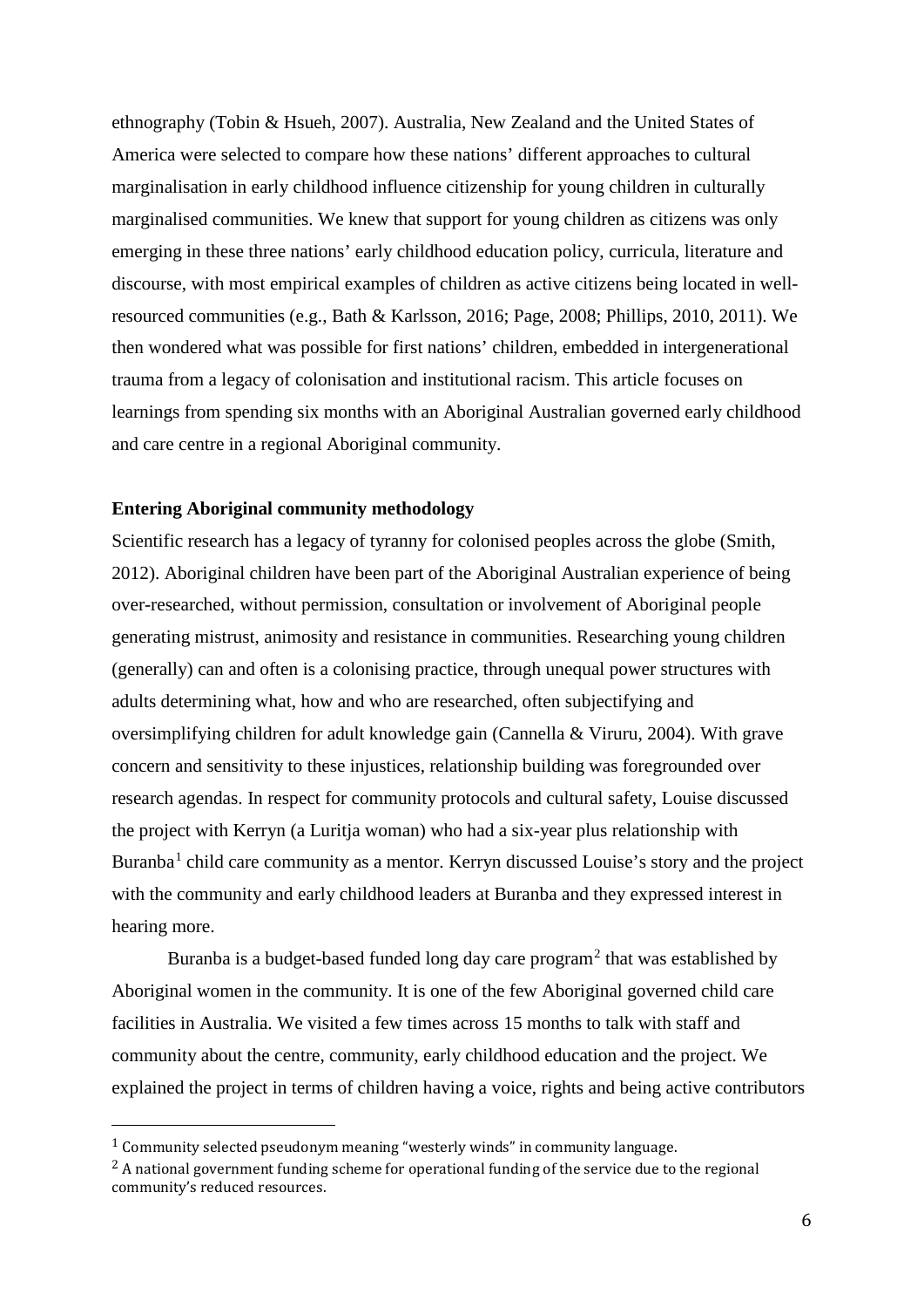ethnography (Tobin & Hsueh, 2007). Australia, New Zealand and the United States of America were selected to compare how these nations' different approaches to cultural marginalisation in early childhood influence citizenship for young children in culturally marginalised communities. We knew that support for young children as citizens was only emerging in these three nations' early childhood education policy, curricula, literature and discourse, with most empirical examples of children as active citizens being located in well-resourced communities (e.g., Bath & Karlsson, 2016; Page, 2008; Phillips, 2010, 2011). We then wondered what was possible for first nations' children, embedded in intergenerational trauma from a legacy of colonisation and institutional racism. This article focuses on learnings from spending six months with an Aboriginal Australian governed early childhood and care centre in a regional Aboriginal community.

## Entering Aboriginal community methodology

Scientific research has a legacy of tyranny for colonised peoples across the globe (Smith, 2012). Aboriginal children have been part of the Aboriginal Australian experience of being over-researched, without permission, consultation or involvement of Aboriginal people generating mistrust, animosity and resistance in communities. Researching young children (generally) can and often is a colonising practice, through unequal power structures with adults determining what, how and who are researched, often subjectifying and oversimplifying children for adult knowledge gain (Cannella & Viruru, 2004). With grave concern and sensitivity to these injustices, relationship building was foregrounded over research agendas. In respect for community protocols and cultural safety, Louise discussed the project with Kerryn (a Luritja woman) who had a six-year plus relationship with Buranba[1] child care community as a mentor. Kerryn discussed Louise's story and the project with the community and early childhood leaders at Buranba and they expressed interest in hearing more.

Buranba is a budget-based funded long day care program[2] that was established by Aboriginal women in the community. It is one of the few Aboriginal governed child care facilities in Australia. We visited a few times across 15 months to talk with staff and community about the centre, community, early childhood education and the project. We explained the project in terms of children having a voice, rights and being active contributors

---

[1] Community selected pseudonym meaning "westerly winds" in community language.

[2] A national government funding scheme for operational funding of the service due to the regional community's reduced resources.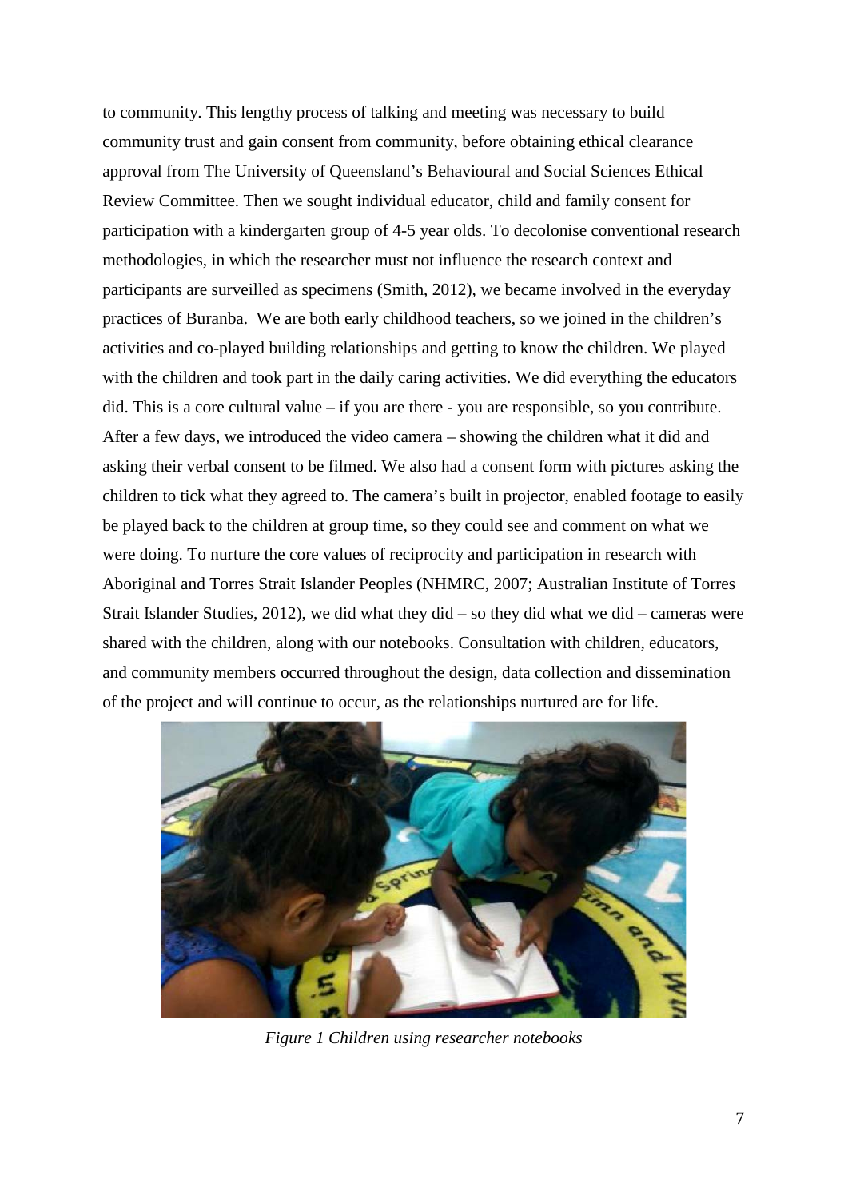to community. This lengthy process of talking and meeting was necessary to build community trust and gain consent from community, before obtaining ethical clearance approval from The University of Queensland's Behavioural and Social Sciences Ethical Review Committee. Then we sought individual educator, child and family consent for participation with a kindergarten group of 4-5 year olds. To decolonise conventional research methodologies, in which the researcher must not influence the research context and participants are surveilled as specimens (Smith, 2012), we became involved in the everyday practices of Buranba. We are both early childhood teachers, so we joined in the children's activities and co-played building relationships and getting to know the children. We played with the children and took part in the daily caring activities. We did everything the educators did. This is a core cultural value – if you are there - you are responsible, so you contribute. After a few days, we introduced the video camera – showing the children what it did and asking their verbal consent to be filmed. We also had a consent form with pictures asking the children to tick what they agreed to. The camera's built in projector, enabled footage to easily be played back to the children at group time, so they could see and comment on what we were doing. To nurture the core values of reciprocity and participation in research with Aboriginal and Torres Strait Islander Peoples (NHMRC, 2007; Australian Institute of Torres Strait Islander Studies, 2012), we did what they did – so they did what we did – cameras were shared with the children, along with our notebooks. Consultation with children, educators, and community members occurred throughout the design, data collection and dissemination of the project and will continue to occur, as the relationships nurtured are for life.

*Figure 1 Children using researcher notebooks*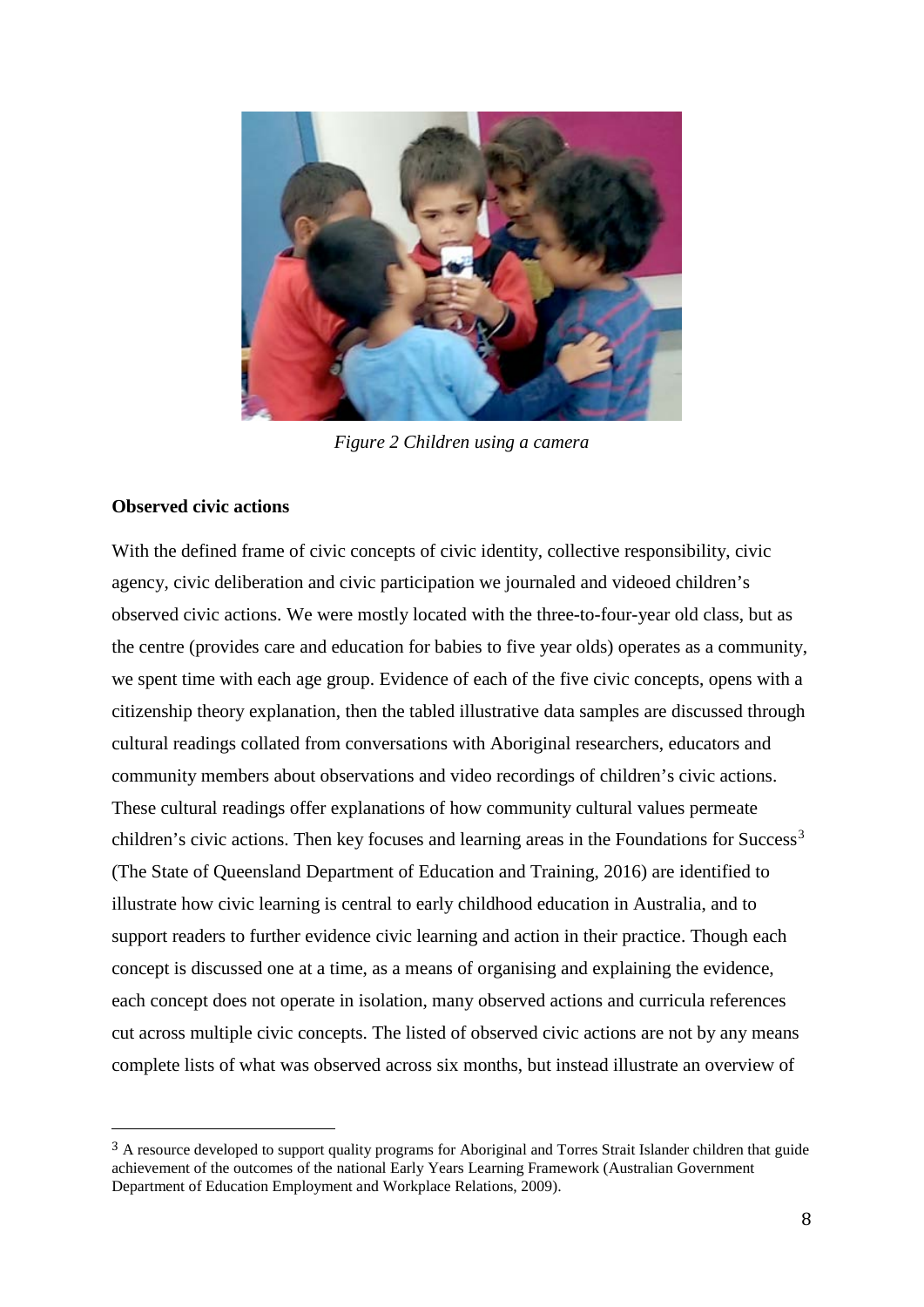*Figure 2 Children using a camera*

**Observed civic actions**

With the defined frame of civic concepts of civic identity, collective responsibility, civic agency, civic deliberation and civic participation we journaled and videoed children's observed civic actions. We were mostly located with the three-to-four-year old class, but as the centre (provides care and education for babies to five year olds) operates as a community, we spent time with each age group. Evidence of each of the five civic concepts, opens with a citizenship theory explanation, then the tabled illustrative data samples are discussed through cultural readings collated from conversations with Aboriginal researchers, educators and community members about observations and video recordings of children's civic actions. These cultural readings offer explanations of how community cultural values permeate children's civic actions. Then key focuses and learning areas in the Foundations for Success[3] (The State of Queensland Department of Education and Training, 2016) are identified to illustrate how civic learning is central to early childhood education in Australia, and to support readers to further evidence civic learning and action in their practice. Though each concept is discussed one at a time, as a means of organising and explaining the evidence, each concept does not operate in isolation, many observed actions and curricula references cut across multiple civic concepts. The listed of observed civic actions are not by any means complete lists of what was observed across six months, but instead illustrate an overview of

[3] A resource developed to support quality programs for Aboriginal and Torres Strait Islander children that guide achievement of the outcomes of the national Early Years Learning Framework (Australian Government Department of Education Employment and Workplace Relations, 2009).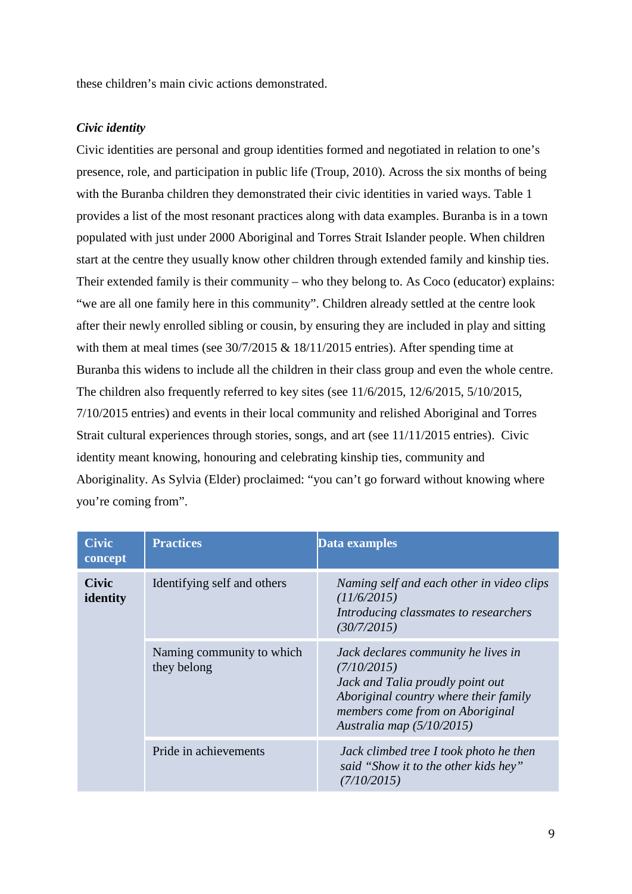these children's main civic actions demonstrated.

***Civic identity***

Civic identities are personal and group identities formed and negotiated in relation to one's presence, role, and participation in public life (Troup, 2010). Across the six months of being with the Buranba children they demonstrated their civic identities in varied ways. Table 1 provides a list of the most resonant practices along with data examples. Buranba is in a town populated with just under 2000 Aboriginal and Torres Strait Islander people. When children start at the centre they usually know other children through extended family and kinship ties. Their extended family is their community – who they belong to. As Coco (educator) explains: "we are all one family here in this community". Children already settled at the centre look after their newly enrolled sibling or cousin, by ensuring they are included in play and sitting with them at meal times (see 30/7/2015 & 18/11/2015 entries). After spending time at Buranba this widens to include all the children in their class group and even the whole centre. The children also frequently referred to key sites (see 11/6/2015, 12/6/2015, 5/10/2015, 7/10/2015 entries) and events in their local community and relished Aboriginal and Torres Strait cultural experiences through stories, songs, and art (see 11/11/2015 entries). Civic identity meant knowing, honouring and celebrating kinship ties, community and Aboriginality. As Sylvia (Elder) proclaimed: "you can't go forward without knowing where you're coming from".

| Civic concept | Practices | Data examples |
|---|---|---|
| **Civic identity** | Identifying self and others | *Naming self and each other in video clips (11/6/2015)*<br>*Introducing classmates to researchers (30/7/2015)* |
| | Naming community to which they belong | *Jack declares community he lives in (7/10/2015)*<br>*Jack and Talia proudly point out Aboriginal country where their family members come from on Aboriginal Australia map (5/10/2015)* |
| | Pride in achievements | *Jack climbed tree I took photo he then said "Show it to the other kids hey" (7/10/2015)* |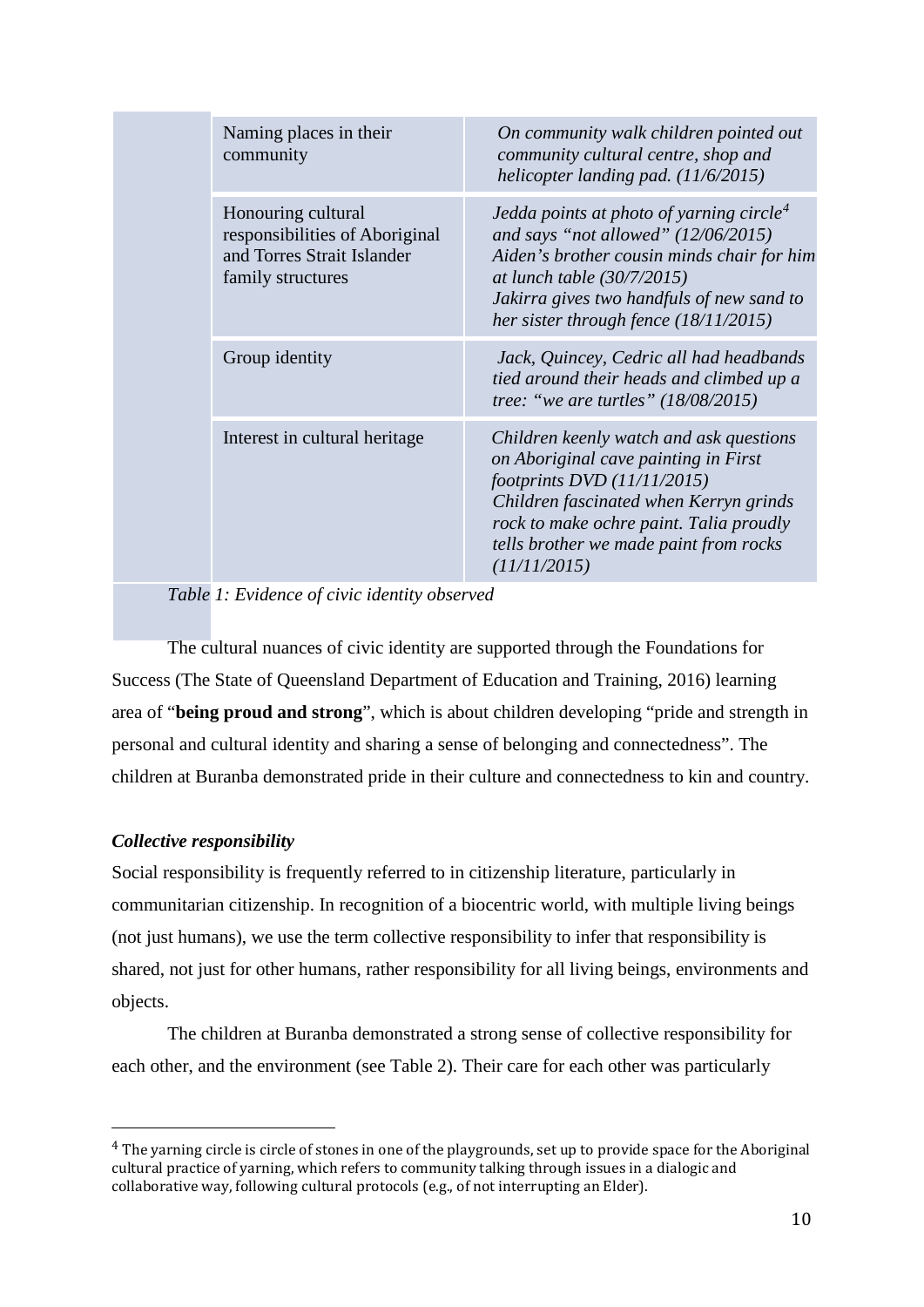| | |
|---|---|
| Naming places in their community | *On community walk children pointed out community cultural centre, shop and helicopter landing pad. (11/6/2015)* |
| Honouring cultural responsibilities of Aboriginal and Torres Strait Islander family structures | *Jedda points at photo of yarning circle[4] and says "not allowed" (12/06/2015) Aiden's brother cousin minds chair for him at lunch table (30/7/2015) Jakirra gives two handfuls of new sand to her sister through fence (18/11/2015)* |
| Group identity | *Jack, Quincey, Cedric all had headbands tied around their heads and climbed up a tree: "we are turtles" (18/08/2015)* |
| Interest in cultural heritage | *Children keenly watch and ask questions on Aboriginal cave painting in First footprints DVD (11/11/2015) Children fascinated when Kerryn grinds rock to make ochre paint. Talia proudly tells brother we made paint from rocks (11/11/2015)* |

*Table 1: Evidence of civic identity observed*

The cultural nuances of civic identity are supported through the Foundations for Success (The State of Queensland Department of Education and Training, 2016) learning area of "**being proud and strong**", which is about children developing "pride and strength in personal and cultural identity and sharing a sense of belonging and connectedness". The children at Buranba demonstrated pride in their culture and connectedness to kin and country.

***Collective responsibility***

Social responsibility is frequently referred to in citizenship literature, particularly in communitarian citizenship. In recognition of a biocentric world, with multiple living beings (not just humans), we use the term collective responsibility to infer that responsibility is shared, not just for other humans, rather responsibility for all living beings, environments and objects.

The children at Buranba demonstrated a strong sense of collective responsibility for each other, and the environment (see Table 2). Their care for each other was particularly

[4] The yarning circle is circle of stones in one of the playgrounds, set up to provide space for the Aboriginal cultural practice of yarning, which refers to community talking through issues in a dialogic and collaborative way, following cultural protocols (e.g., of not interrupting an Elder).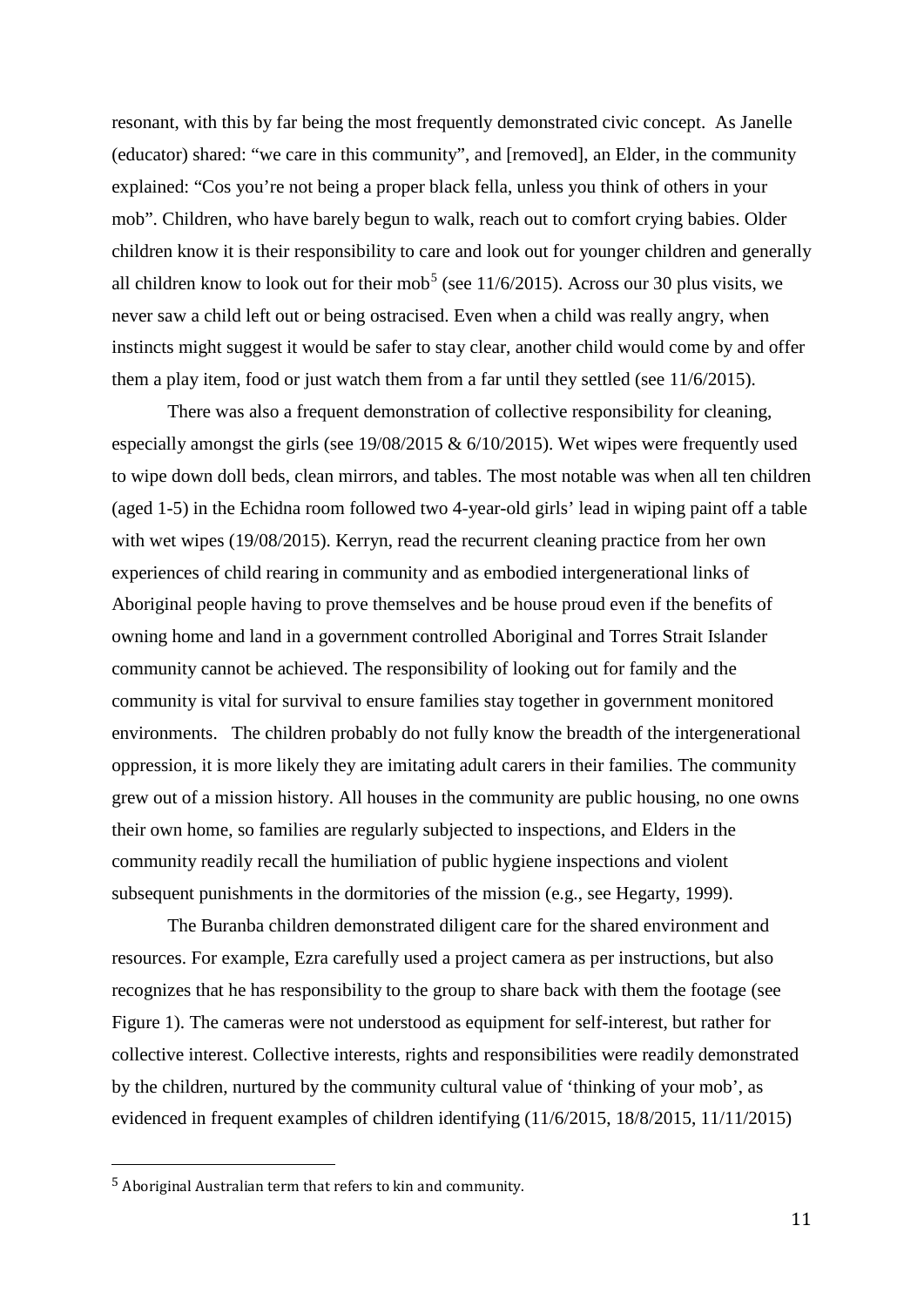resonant, with this by far being the most frequently demonstrated civic concept. As Janelle (educator) shared: "we care in this community", and [removed], an Elder, in the community explained: "Cos you're not being a proper black fella, unless you think of others in your mob". Children, who have barely begun to walk, reach out to comfort crying babies. Older children know it is their responsibility to care and look out for younger children and generally all children know to look out for their mob[5] (see 11/6/2015). Across our 30 plus visits, we never saw a child left out or being ostracised. Even when a child was really angry, when instincts might suggest it would be safer to stay clear, another child would come by and offer them a play item, food or just watch them from a far until they settled (see 11/6/2015).

There was also a frequent demonstration of collective responsibility for cleaning, especially amongst the girls (see 19/08/2015 & 6/10/2015). Wet wipes were frequently used to wipe down doll beds, clean mirrors, and tables. The most notable was when all ten children (aged 1-5) in the Echidna room followed two 4-year-old girls' lead in wiping paint off a table with wet wipes (19/08/2015). Kerryn, read the recurrent cleaning practice from her own experiences of child rearing in community and as embodied intergenerational links of Aboriginal people having to prove themselves and be house proud even if the benefits of owning home and land in a government controlled Aboriginal and Torres Strait Islander community cannot be achieved. The responsibility of looking out for family and the community is vital for survival to ensure families stay together in government monitored environments. The children probably do not fully know the breadth of the intergenerational oppression, it is more likely they are imitating adult carers in their families. The community grew out of a mission history. All houses in the community are public housing, no one owns their own home, so families are regularly subjected to inspections, and Elders in the community readily recall the humiliation of public hygiene inspections and violent subsequent punishments in the dormitories of the mission (e.g., see Hegarty, 1999).

The Buranba children demonstrated diligent care for the shared environment and resources. For example, Ezra carefully used a project camera as per instructions, but also recognizes that he has responsibility to the group to share back with them the footage (see Figure 1). The cameras were not understood as equipment for self-interest, but rather for collective interest. Collective interests, rights and responsibilities were readily demonstrated by the children, nurtured by the community cultural value of 'thinking of your mob', as evidenced in frequent examples of children identifying (11/6/2015, 18/8/2015, 11/11/2015)

---

[5] Aboriginal Australian term that refers to kin and community.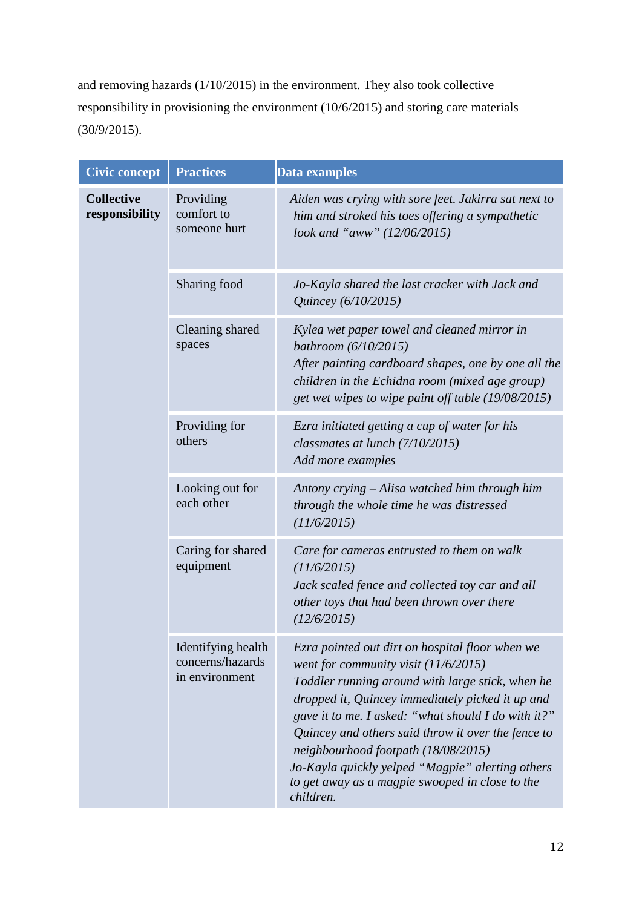and removing hazards (1/10/2015) in the environment. They also took collective responsibility in provisioning the environment (10/6/2015) and storing care materials (30/9/2015).

| Civic concept | Practices | Data examples |
|---|---|---|
| **Collective responsibility** | Providing comfort to someone hurt | *Aiden was crying with sore feet. Jakirra sat next to him and stroked his toes offering a sympathetic look and "aww" (12/06/2015)* |
| | Sharing food | *Jo-Kayla shared the last cracker with Jack and Quincey (6/10/2015)* |
| | Cleaning shared spaces | *Kylea wet paper towel and cleaned mirror in bathroom (6/10/2015)*<br>*After painting cardboard shapes, one by one all the children in the Echidna room (mixed age group) get wet wipes to wipe paint off table (19/08/2015)* |
| | Providing for others | *Ezra initiated getting a cup of water for his classmates at lunch (7/10/2015)*<br>*Add more examples* |
| | Looking out for each other | *Antony crying – Alisa watched him through him through the whole time he was distressed (11/6/2015)* |
| | Caring for shared equipment | *Care for cameras entrusted to them on walk (11/6/2015)*<br>*Jack scaled fence and collected toy car and all other toys that had been thrown over there (12/6/2015)* |
| | Identifying health concerns/hazards in environment | *Ezra pointed out dirt on hospital floor when we went for community visit (11/6/2015)*<br>*Toddler running around with large stick, when he dropped it, Quincey immediately picked it up and gave it to me. I asked: "what should I do with it?" Quincey and others said throw it over the fence to neighbourhood footpath (18/08/2015)*<br>*Jo-Kayla quickly yelped "Magpie" alerting others to get away as a magpie swooped in close to the children.* |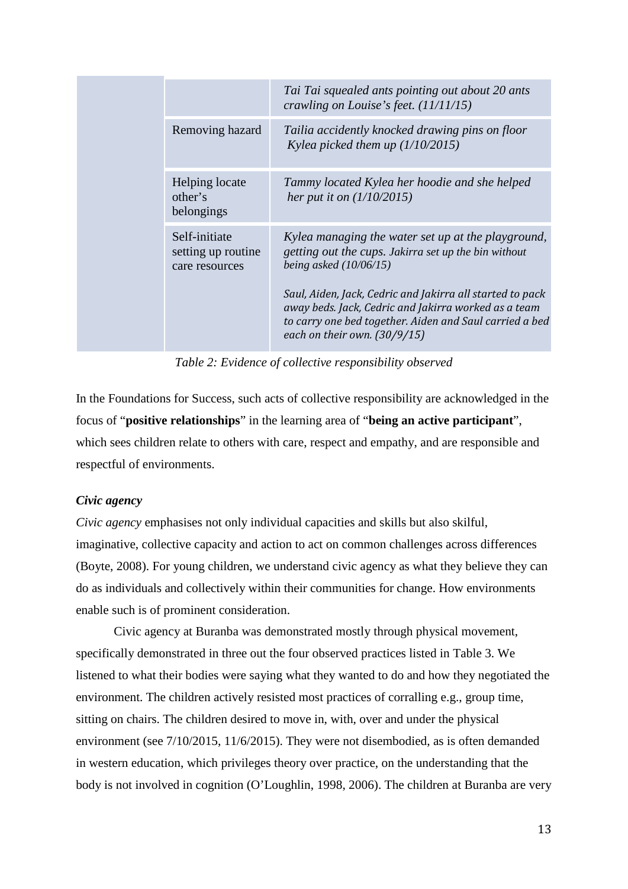| | | |
|---|---|---|
| | | *Tai Tai squealed ants pointing out about 20 ants crawling on Louise's feet. (11/11/15)* |
| | Removing hazard | *Tailia accidently knocked drawing pins on floor Kylea picked them up (1/10/2015)* |
| | Helping locate other's belongings | *Tammy located Kylea her hoodie and she helped her put it on (1/10/2015)* |
| | Self-initiate setting up routine care resources | *Kylea managing the water set up at the playground, getting out the cups. Jakirra set up the bin without being asked (10/06/15)*<br><br>*Saul, Aiden, Jack, Cedric and Jakirra all started to pack away beds. Jack, Cedric and Jakirra worked as a team to carry one bed together. Aiden and Saul carried a bed each on their own. (30/9/15)* |

*Table 2: Evidence of collective responsibility observed*

In the Foundations for Success, such acts of collective responsibility are acknowledged in the focus of "**positive relationships**" in the learning area of "**being an active participant**", which sees children relate to others with care, respect and empathy, and are responsible and respectful of environments.

### *Civic agency*

*Civic agency* emphasises not only individual capacities and skills but also skilful, imaginative, collective capacity and action to act on common challenges across differences (Boyte, 2008). For young children, we understand civic agency as what they believe they can do as individuals and collectively within their communities for change. How environments enable such is of prominent consideration.

Civic agency at Buranba was demonstrated mostly through physical movement, specifically demonstrated in three out the four observed practices listed in Table 3. We listened to what their bodies were saying what they wanted to do and how they negotiated the environment. The children actively resisted most practices of corralling e.g., group time, sitting on chairs. The children desired to move in, with, over and under the physical environment (see 7/10/2015, 11/6/2015). They were not disembodied, as is often demanded in western education, which privileges theory over practice, on the understanding that the body is not involved in cognition (O'Loughlin, 1998, 2006). The children at Buranba are very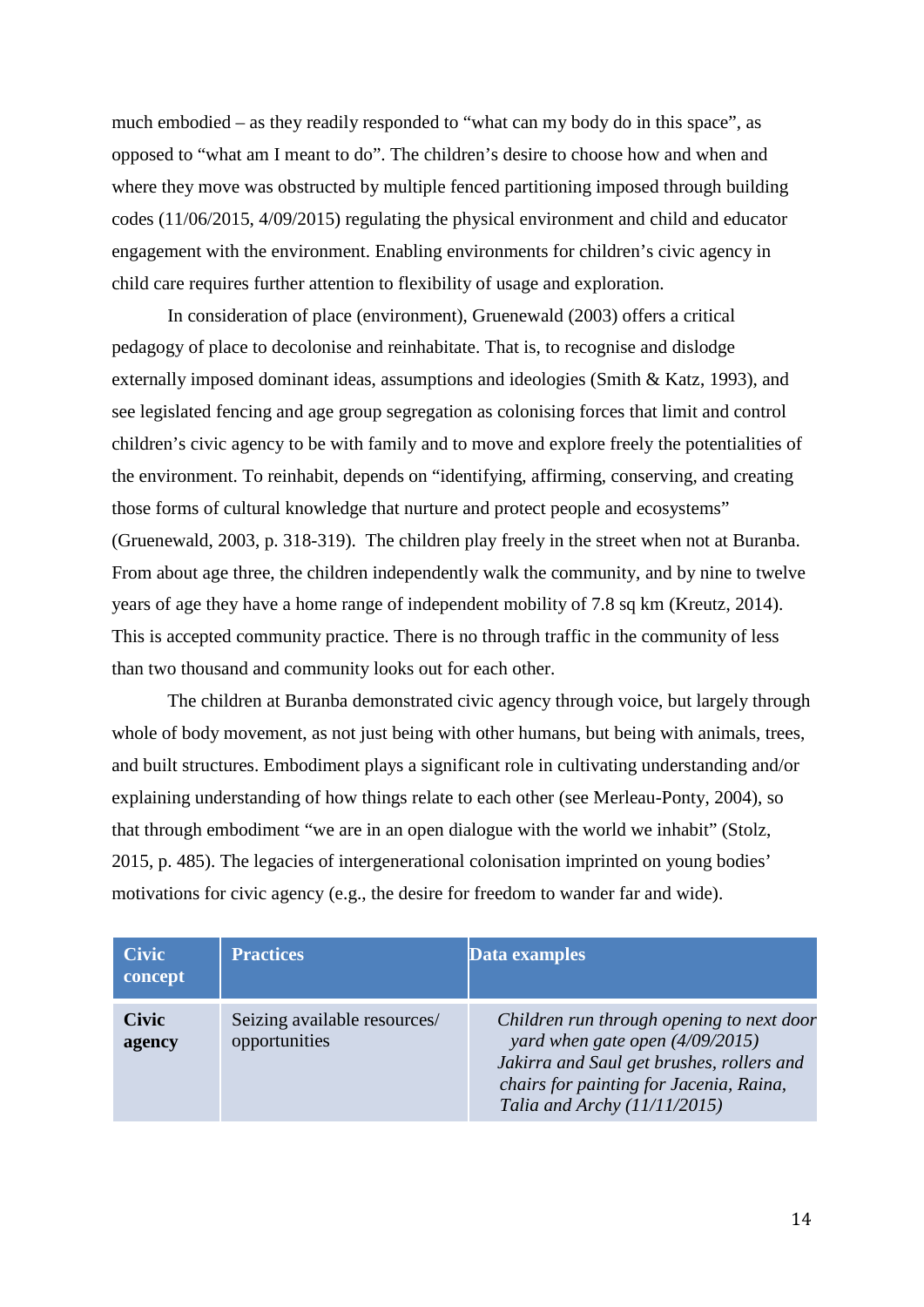much embodied – as they readily responded to "what can my body do in this space", as opposed to "what am I meant to do". The children's desire to choose how and when and where they move was obstructed by multiple fenced partitioning imposed through building codes (11/06/2015, 4/09/2015) regulating the physical environment and child and educator engagement with the environment. Enabling environments for children's civic agency in child care requires further attention to flexibility of usage and exploration.

In consideration of place (environment), Gruenewald (2003) offers a critical pedagogy of place to decolonise and reinhabitate. That is, to recognise and dislodge externally imposed dominant ideas, assumptions and ideologies (Smith & Katz, 1993), and see legislated fencing and age group segregation as colonising forces that limit and control children's civic agency to be with family and to move and explore freely the potentialities of the environment. To reinhabit, depends on "identifying, affirming, conserving, and creating those forms of cultural knowledge that nurture and protect people and ecosystems" (Gruenewald, 2003, p. 318-319). The children play freely in the street when not at Buranba. From about age three, the children independently walk the community, and by nine to twelve years of age they have a home range of independent mobility of 7.8 sq km (Kreutz, 2014). This is accepted community practice. There is no through traffic in the community of less than two thousand and community looks out for each other.

The children at Buranba demonstrated civic agency through voice, but largely through whole of body movement, as not just being with other humans, but being with animals, trees, and built structures. Embodiment plays a significant role in cultivating understanding and/or explaining understanding of how things relate to each other (see Merleau-Ponty, 2004), so that through embodiment "we are in an open dialogue with the world we inhabit" (Stolz, 2015, p. 485). The legacies of intergenerational colonisation imprinted on young bodies' motivations for civic agency (e.g., the desire for freedom to wander far and wide).

| Civic concept | Practices | Data examples |
|---|---|---|
| **Civic agency** | Seizing available resources/ opportunities | *Children run through opening to next door yard when gate open (4/09/2015)* <br> *Jakirra and Saul get brushes, rollers and chairs for painting for Jacenia, Raina, Talia and Archy (11/11/2015)* |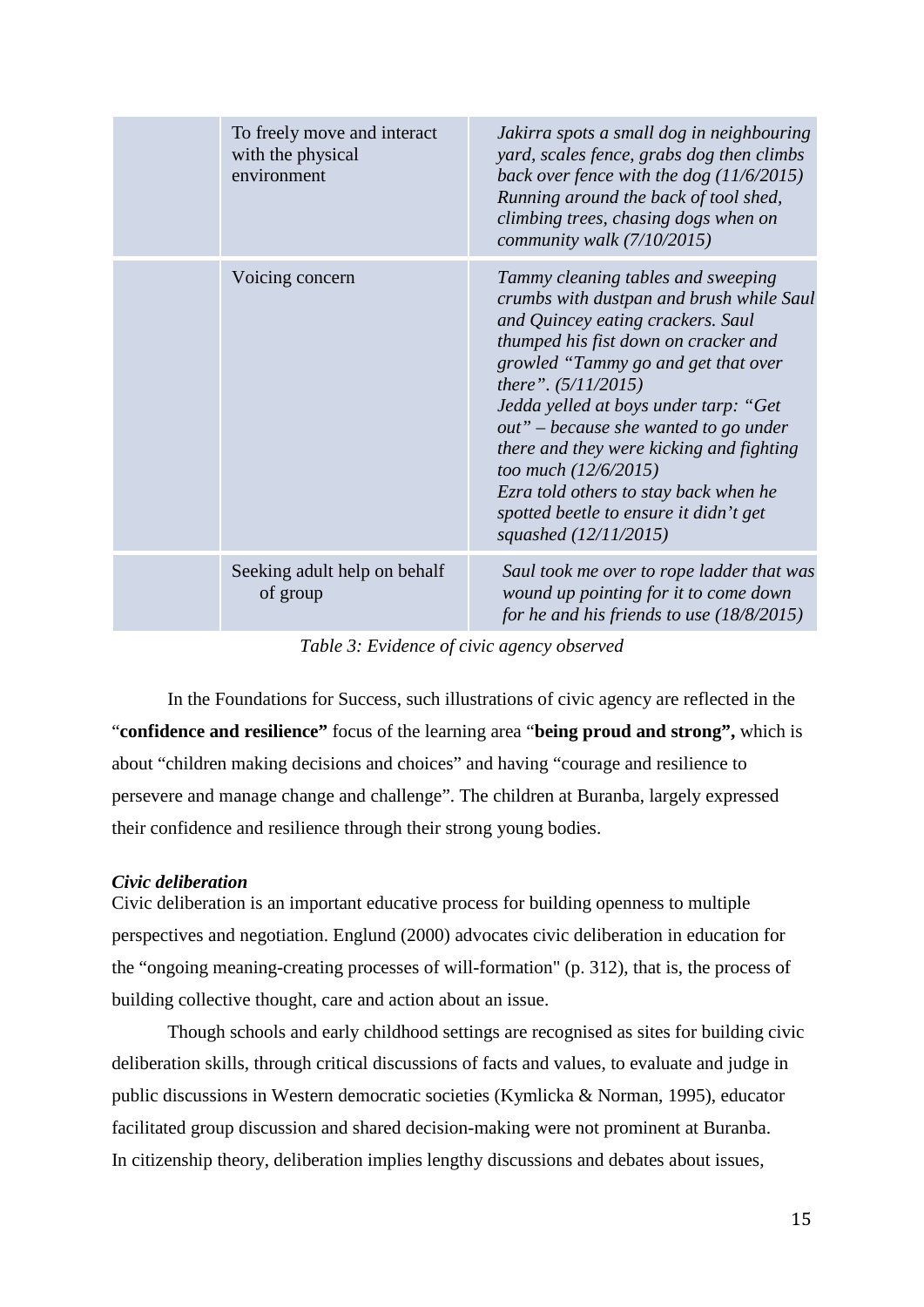|  | To freely move and interact with the physical environment | *Jakirra spots a small dog in neighbouring yard, scales fence, grabs dog then climbs back over fence with the dog (11/6/2015)*<br>*Running around the back of tool shed, climbing trees, chasing dogs when on community walk (7/10/2015)* |
|---|---|---|
|  | Voicing concern | *Tammy cleaning tables and sweeping crumbs with dustpan and brush while Saul and Quincey eating crackers. Saul thumped his fist down on cracker and growled "Tammy go and get that over there". (5/11/2015)*<br>*Jedda yelled at boys under tarp: "Get out" – because she wanted to go under there and they were kicking and fighting too much (12/6/2015)*<br>*Ezra told others to stay back when he spotted beetle to ensure it didn't get squashed (12/11/2015)* |
|  | Seeking adult help on behalf of group | *Saul took me over to rope ladder that was wound up pointing for it to come down for he and his friends to use (18/8/2015)* |

*Table 3: Evidence of civic agency observed*

In the Foundations for Success, such illustrations of civic agency are reflected in the "**confidence and resilience"** focus of the learning area "**being proud and strong",** which is about "children making decisions and choices" and having "courage and resilience to persevere and manage change and challenge". The children at Buranba, largely expressed their confidence and resilience through their strong young bodies.

***Civic deliberation***

Civic deliberation is an important educative process for building openness to multiple perspectives and negotiation. Englund (2000) advocates civic deliberation in education for the "ongoing meaning-creating processes of will-formation" (p. 312), that is, the process of building collective thought, care and action about an issue.

Though schools and early childhood settings are recognised as sites for building civic deliberation skills, through critical discussions of facts and values, to evaluate and judge in public discussions in Western democratic societies (Kymlicka & Norman, 1995), educator facilitated group discussion and shared decision-making were not prominent at Buranba. In citizenship theory, deliberation implies lengthy discussions and debates about issues,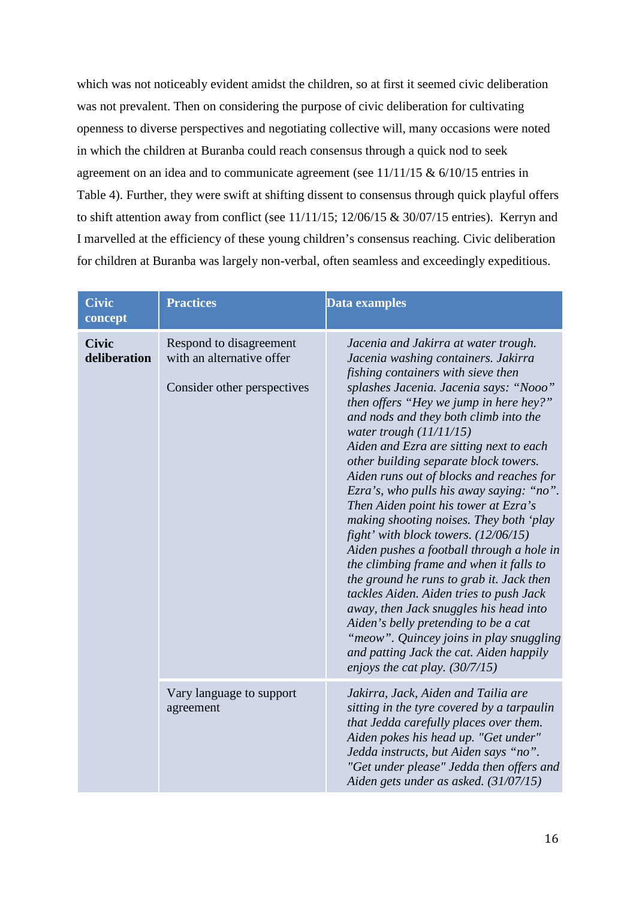which was not noticeably evident amidst the children, so at first it seemed civic deliberation was not prevalent. Then on considering the purpose of civic deliberation for cultivating openness to diverse perspectives and negotiating collective will, many occasions were noted in which the children at Buranba could reach consensus through a quick nod to seek agreement on an idea and to communicate agreement (see 11/11/15 & 6/10/15 entries in Table 4). Further, they were swift at shifting dissent to consensus through quick playful offers to shift attention away from conflict (see 11/11/15; 12/06/15 & 30/07/15 entries). Kerryn and I marvelled at the efficiency of these young children's consensus reaching. Civic deliberation for children at Buranba was largely non-verbal, often seamless and exceedingly expeditious.

| Civic concept | Practices | Data examples |
|---|---|---|
| **Civic deliberation** | Respond to disagreement with an alternative offer<br><br>Consider other perspectives | *Jacenia and Jakirra at water trough. Jacenia washing containers. Jakirra fishing containers with sieve then splashes Jacenia. Jacenia says: "Nooo" then offers "Hey we jump in here hey?" and nods and they both climb into the water trough (11/11/15)*<br>*Aiden and Ezra are sitting next to each other building separate block towers. Aiden runs out of blocks and reaches for Ezra's, who pulls his away saying: "no". Then Aiden point his tower at Ezra's making shooting noises. They both 'play fight' with block towers. (12/06/15)*<br>*Aiden pushes a football through a hole in the climbing frame and when it falls to the ground he runs to grab it. Jack then tackles Aiden. Aiden tries to push Jack away, then Jack snuggles his head into Aiden's belly pretending to be a cat "meow". Quincey joins in play snuggling and patting Jack the cat. Aiden happily enjoys the cat play. (30/7/15)* |
| | Vary language to support agreement | *Jakirra, Jack, Aiden and Tailia are sitting in the tyre covered by a tarpaulin that Jedda carefully places over them. Aiden pokes his head up. "Get under" Jedda instructs, but Aiden says "no". "Get under please" Jedda then offers and Aiden gets under as asked. (31/07/15)* |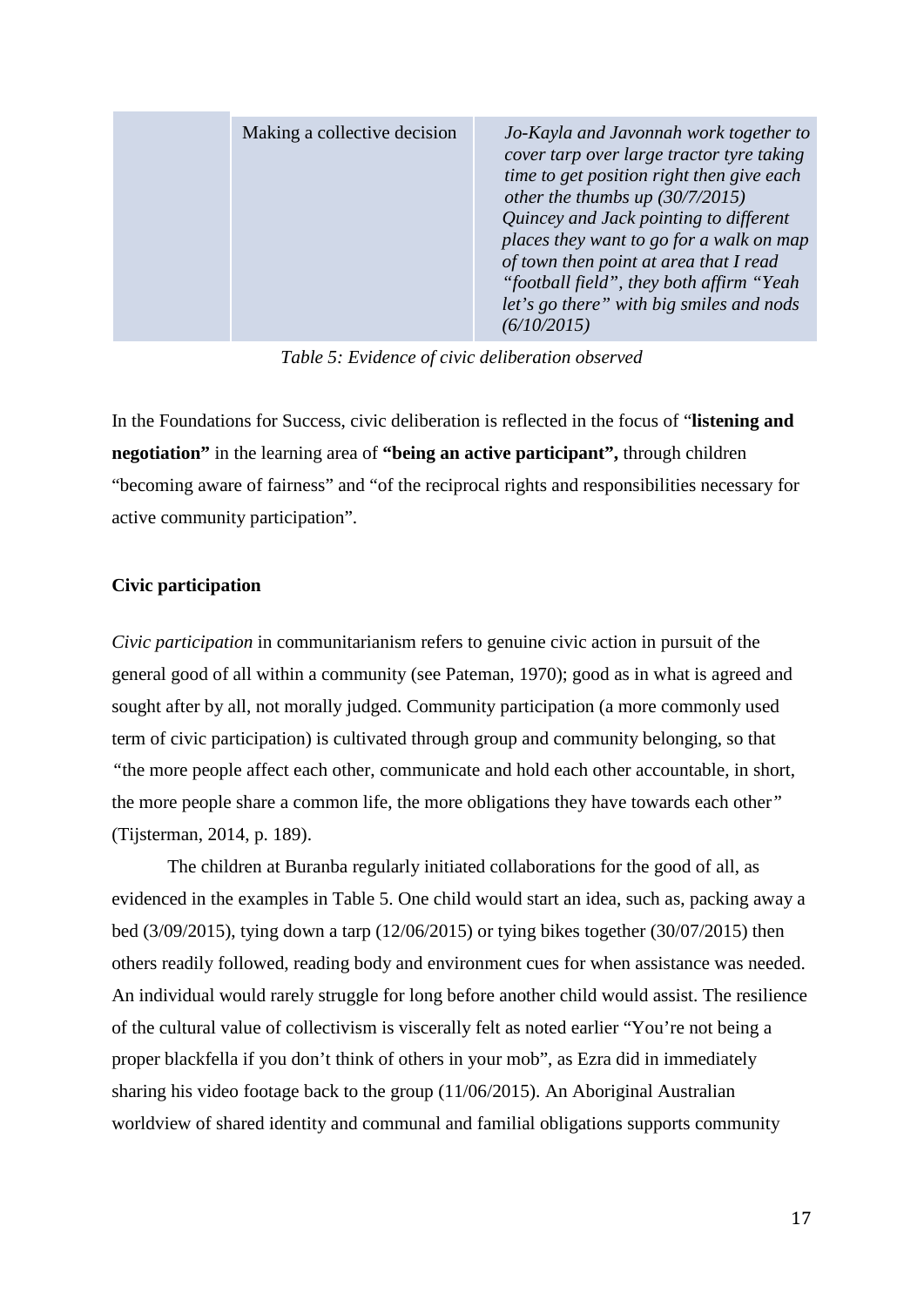| | | |
|---|---|---|
| | Making a collective decision | *Jo-Kayla and Javonnah work together to cover tarp over large tractor tyre taking time to get position right then give each other the thumbs up (30/7/2015)* *Quincey and Jack pointing to different places they want to go for a walk on map of town then point at area that I read "football field", they both affirm "Yeah let's go there" with big smiles and nods (6/10/2015)* |

*Table 5: Evidence of civic deliberation observed*

In the Foundations for Success, civic deliberation is reflected in the focus of "**listening and negotiation"** in the learning area of **"being an active participant",** through children "becoming aware of fairness" and "of the reciprocal rights and responsibilities necessary for active community participation".

### Civic participation

*Civic participation* in communitarianism refers to genuine civic action in pursuit of the general good of all within a community (see Pateman, 1970); good as in what is agreed and sought after by all, not morally judged. Community participation (a more commonly used term of civic participation) is cultivated through group and community belonging, so that *"*the more people affect each other, communicate and hold each other accountable, in short, the more people share a common life, the more obligations they have towards each other*"* (Tijsterman, 2014, p. 189).

The children at Buranba regularly initiated collaborations for the good of all, as evidenced in the examples in Table 5. One child would start an idea, such as, packing away a bed (3/09/2015), tying down a tarp (12/06/2015) or tying bikes together (30/07/2015) then others readily followed, reading body and environment cues for when assistance was needed. An individual would rarely struggle for long before another child would assist. The resilience of the cultural value of collectivism is viscerally felt as noted earlier "You're not being a proper blackfella if you don't think of others in your mob", as Ezra did in immediately sharing his video footage back to the group (11/06/2015). An Aboriginal Australian worldview of shared identity and communal and familial obligations supports community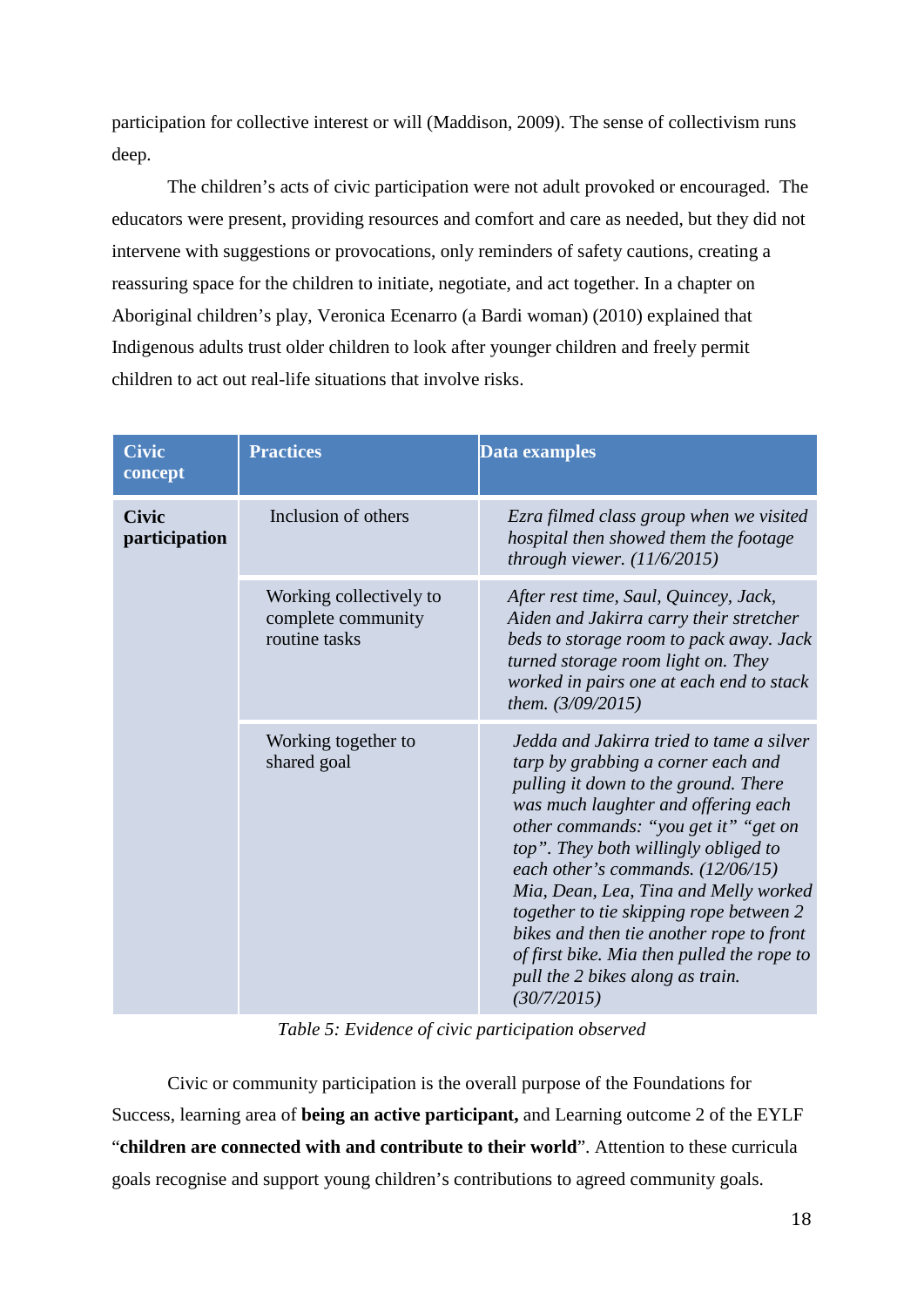participation for collective interest or will (Maddison, 2009). The sense of collectivism runs deep.

The children's acts of civic participation were not adult provoked or encouraged. The educators were present, providing resources and comfort and care as needed, but they did not intervene with suggestions or provocations, only reminders of safety cautions, creating a reassuring space for the children to initiate, negotiate, and act together. In a chapter on Aboriginal children's play, Veronica Ecenarro (a Bardi woman) (2010) explained that Indigenous adults trust older children to look after younger children and freely permit children to act out real-life situations that involve risks.

| Civic concept | Practices | Data examples |
|---|---|---|
| **Civic participation** | Inclusion of others | *Ezra filmed class group when we visited hospital then showed them the footage through viewer. (11/6/2015)* |
| | Working collectively to complete community routine tasks | *After rest time, Saul, Quincey, Jack, Aiden and Jakirra carry their stretcher beds to storage room to pack away. Jack turned storage room light on. They worked in pairs one at each end to stack them. (3/09/2015)* |
| | Working together to shared goal | *Jedda and Jakirra tried to tame a silver tarp by grabbing a corner each and pulling it down to the ground. There was much laughter and offering each other commands: "you get it" "get on top". They both willingly obliged to each other's commands. (12/06/15)* *Mia, Dean, Lea, Tina and Melly worked together to tie skipping rope between 2 bikes and then tie another rope to front of first bike. Mia then pulled the rope to pull the 2 bikes along as train. (30/7/2015)* |

*Table 5: Evidence of civic participation observed*

Civic or community participation is the overall purpose of the Foundations for Success, learning area of **being an active participant,** and Learning outcome 2 of the EYLF "**children are connected with and contribute to their world**". Attention to these curricula goals recognise and support young children's contributions to agreed community goals.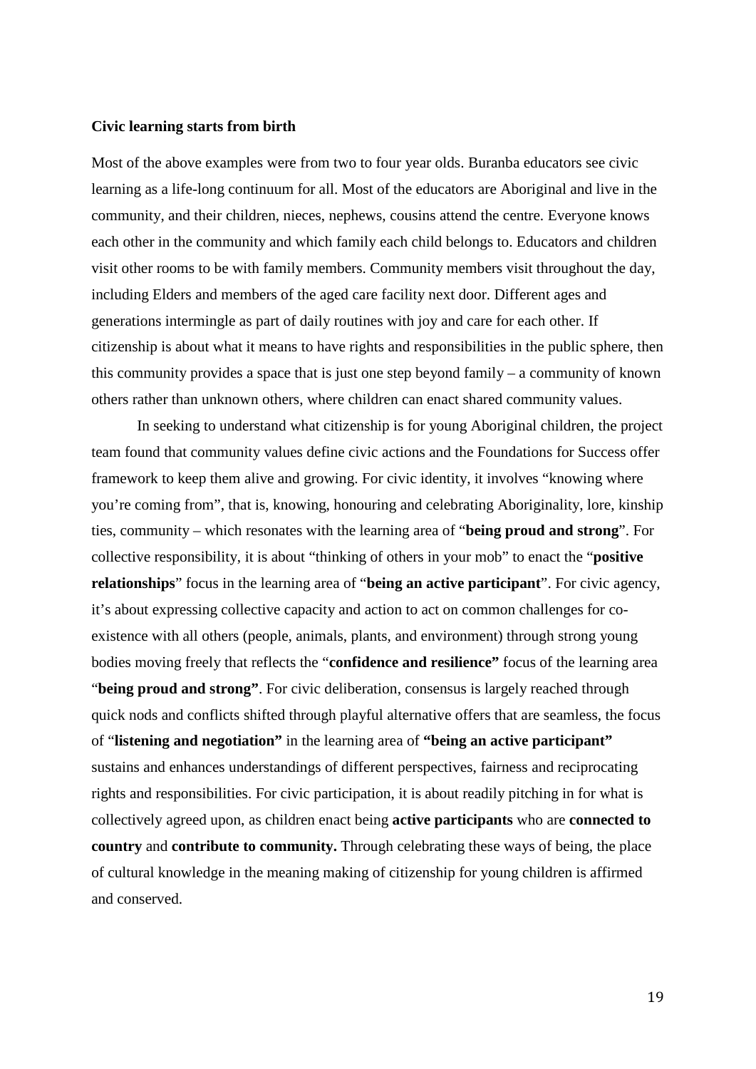**Civic learning starts from birth**

Most of the above examples were from two to four year olds. Buranba educators see civic learning as a life-long continuum for all. Most of the educators are Aboriginal and live in the community, and their children, nieces, nephews, cousins attend the centre. Everyone knows each other in the community and which family each child belongs to. Educators and children visit other rooms to be with family members. Community members visit throughout the day, including Elders and members of the aged care facility next door. Different ages and generations intermingle as part of daily routines with joy and care for each other. If citizenship is about what it means to have rights and responsibilities in the public sphere, then this community provides a space that is just one step beyond family – a community of known others rather than unknown others, where children can enact shared community values.

In seeking to understand what citizenship is for young Aboriginal children, the project team found that community values define civic actions and the Foundations for Success offer framework to keep them alive and growing. For civic identity, it involves "knowing where you're coming from", that is, knowing, honouring and celebrating Aboriginality, lore, kinship ties, community – which resonates with the learning area of "**being proud and strong**". For collective responsibility, it is about "thinking of others in your mob" to enact the "**positive relationships**" focus in the learning area of "**being an active participant**". For civic agency, it's about expressing collective capacity and action to act on common challenges for co-existence with all others (people, animals, plants, and environment) through strong young bodies moving freely that reflects the "**confidence and resilience"** focus of the learning area "**being proud and strong"**. For civic deliberation, consensus is largely reached through quick nods and conflicts shifted through playful alternative offers that are seamless, the focus of "**listening and negotiation"** in the learning area of **"being an active participant"** sustains and enhances understandings of different perspectives, fairness and reciprocating rights and responsibilities. For civic participation, it is about readily pitching in for what is collectively agreed upon, as children enact being **active participants** who are **connected to country** and **contribute to community.** Through celebrating these ways of being, the place of cultural knowledge in the meaning making of citizenship for young children is affirmed and conserved.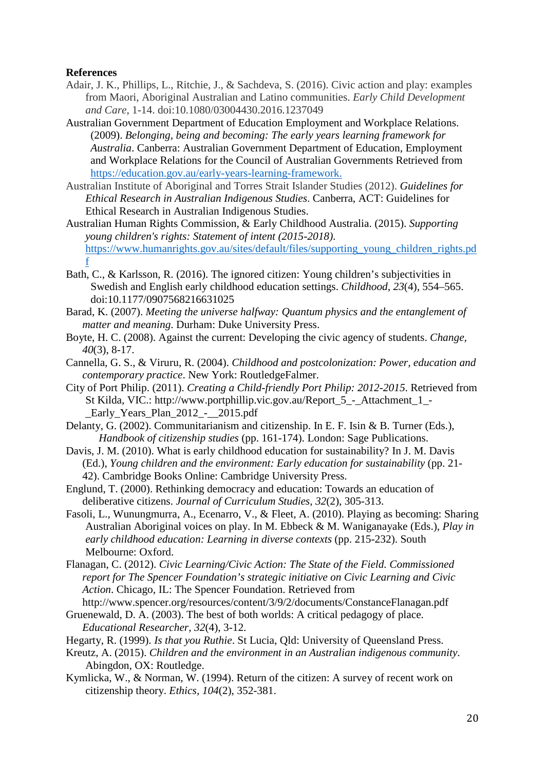**References**

Adair, J. K., Phillips, L., Ritchie, J., & Sachdeva, S. (2016). Civic action and play: examples from Maori, Aboriginal Australian and Latino communities. *Early Child Development and Care*, 1-14. doi:10.1080/03004430.2016.1237049

Australian Government Department of Education Employment and Workplace Relations. (2009). *Belonging, being and becoming: The early years learning framework for Australia*. Canberra: Australian Government Department of Education, Employment and Workplace Relations for the Council of Australian Governments Retrieved from https://education.gov.au/early-years-learning-framework.

Australian Institute of Aboriginal and Torres Strait Islander Studies (2012). *Guidelines for Ethical Research in Australian Indigenous Studies*. Canberra, ACT: Guidelines for Ethical Research in Australian Indigenous Studies.

Australian Human Rights Commission, & Early Childhood Australia. (2015). *Supporting young children's rights: Statement of intent (2015-2018).* https://www.humanrights.gov.au/sites/default/files/supporting_young_children_rights.pdf

Bath, C., & Karlsson, R. (2016). The ignored citizen: Young children's subjectivities in Swedish and English early childhood education settings. *Childhood*, *23*(4), 554–565. doi:10.1177/0907568216631025

Barad, K. (2007). *Meeting the universe halfway: Quantum physics and the entanglement of matter and meaning*. Durham: Duke University Press.

Boyte, H. C. (2008). Against the current: Developing the civic agency of students. *Change*, *40*(3), 8-17.

Cannella, G. S., & Viruru, R. (2004). *Childhood and postcolonization: Power, education and contemporary practice*. New York: RoutledgeFalmer.

City of Port Philip. (2011). *Creating a Child-friendly Port Philip: 2012-2015*. Retrieved from St Kilda, VIC.: http://www.portphillip.vic.gov.au/Report_5_-_Attachment_1_-_Early_Years_Plan_2012_-__2015.pdf

Delanty, G. (2002). Communitarianism and citizenship. In E. F. Isin & B. Turner (Eds.), *Handbook of citizenship studies* (pp. 161-174). London: Sage Publications.

Davis, J. M. (2010). What is early childhood education for sustainability? In J. M. Davis (Ed.), *Young children and the environment: Early education for sustainability* (pp. 21-42). Cambridge Books Online: Cambridge University Press.

Englund, T. (2000). Rethinking democracy and education: Towards an education of deliberative citizens. *Journal of Curriculum Studies*, *32*(2), 305-313.

Fasoli, L., Wunungmurra, A., Ecenarro, V., & Fleet, A. (2010). Playing as becoming: Sharing Australian Aboriginal voices on play. In M. Ebbeck & M. Waniganayake (Eds.), *Play in early childhood education: Learning in diverse contexts* (pp. 215-232). South Melbourne: Oxford.

Flanagan, C. (2012). *Civic Learning/Civic Action: The State of the Field. Commissioned report for The Spencer Foundation's strategic initiative on Civic Learning and Civic Action*. Chicago, IL: The Spencer Foundation. Retrieved from http://www.spencer.org/resources/content/3/9/2/documents/ConstanceFlanagan.pdf

Gruenewald, D. A. (2003). The best of both worlds: A critical pedagogy of place. *Educational Researcher*, *32*(4), 3-12.

Hegarty, R. (1999). *Is that you Ruthie*. St Lucia, Qld: University of Queensland Press.

Kreutz, A. (2015). *Children and the environment in an Australian indigenous community*. Abingdon, OX: Routledge.

Kymlicka, W., & Norman, W. (1994). Return of the citizen: A survey of recent work on citizenship theory. *Ethics*, *104*(2), 352-381.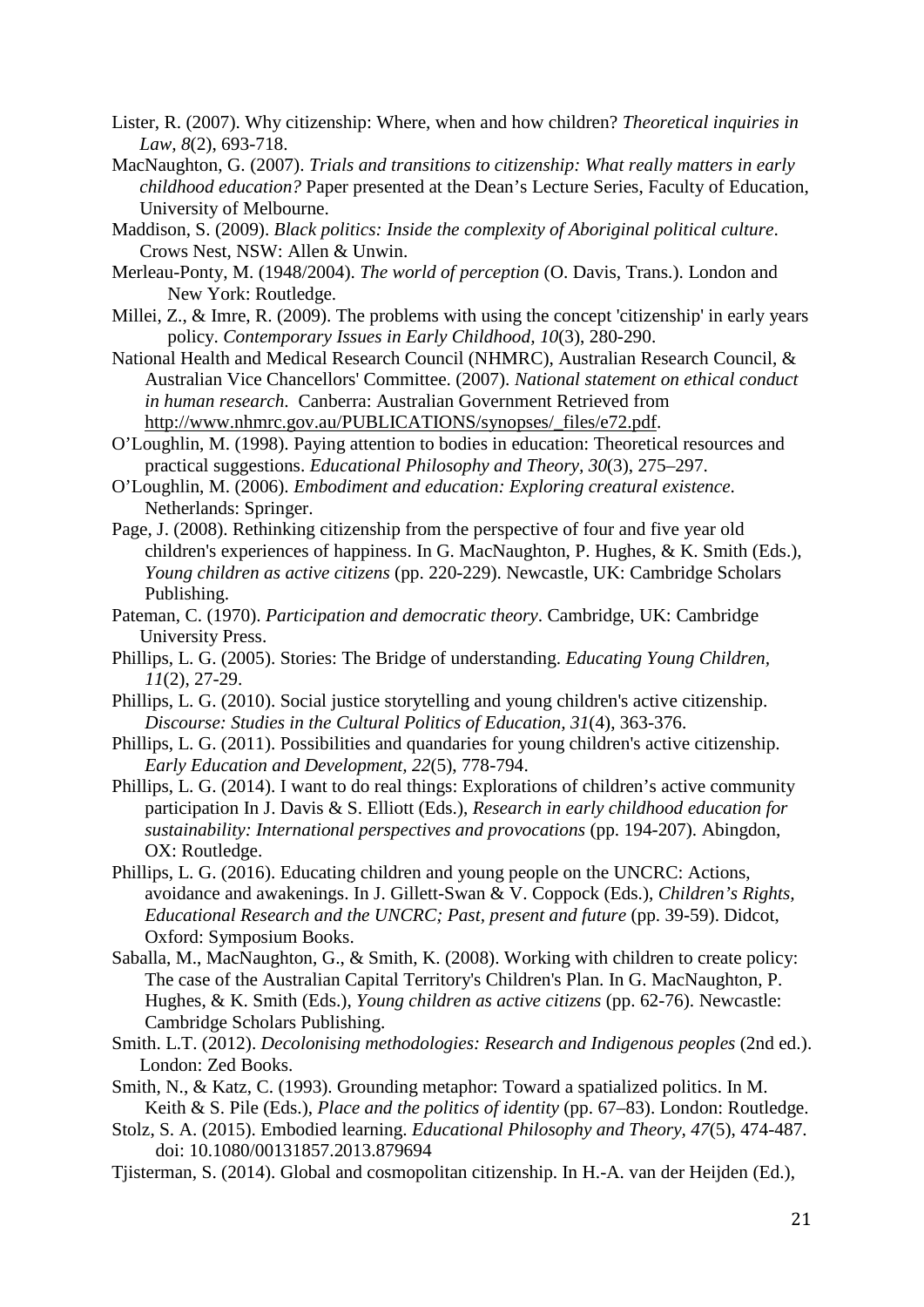Lister, R. (2007). Why citizenship: Where, when and how children? *Theoretical inquiries in Law, 8*(2), 693-718.

MacNaughton, G. (2007). *Trials and transitions to citizenship: What really matters in early childhood education?* Paper presented at the Dean's Lecture Series, Faculty of Education, University of Melbourne.

Maddison, S. (2009). *Black politics: Inside the complexity of Aboriginal political culture*. Crows Nest, NSW: Allen & Unwin.

Merleau-Ponty, M. (1948/2004). *The world of perception* (O. Davis, Trans.). London and New York: Routledge.

Millei, Z., & Imre, R. (2009). The problems with using the concept 'citizenship' in early years policy. *Contemporary Issues in Early Childhood, 10*(3), 280-290.

National Health and Medical Research Council (NHMRC), Australian Research Council, & Australian Vice Chancellors' Committee. (2007). *National statement on ethical conduct in human research*. Canberra: Australian Government Retrieved from http://www.nhmrc.gov.au/PUBLICATIONS/synopses/_files/e72.pdf.

O'Loughlin, M. (1998). Paying attention to bodies in education: Theoretical resources and practical suggestions. *Educational Philosophy and Theory*, *30*(3), 275–297.

O'Loughlin, M. (2006). *Embodiment and education: Exploring creatural existence*. Netherlands: Springer.

Page, J. (2008). Rethinking citizenship from the perspective of four and five year old children's experiences of happiness. In G. MacNaughton, P. Hughes, & K. Smith (Eds.), *Young children as active citizens* (pp. 220-229). Newcastle, UK: Cambridge Scholars Publishing.

Pateman, C. (1970). *Participation and democratic theory*. Cambridge, UK: Cambridge University Press.

Phillips, L. G. (2005). Stories: The Bridge of understanding. *Educating Young Children, 11*(2), 27-29.

Phillips, L. G. (2010). Social justice storytelling and young children's active citizenship. *Discourse: Studies in the Cultural Politics of Education, 31*(4), 363-376.

Phillips, L. G. (2011). Possibilities and quandaries for young children's active citizenship. *Early Education and Development, 22*(5), 778-794.

Phillips, L. G. (2014). I want to do real things: Explorations of children's active community participation In J. Davis & S. Elliott (Eds.), *Research in early childhood education for sustainability: International perspectives and provocations* (pp. 194-207). Abingdon, OX: Routledge.

Phillips, L. G. (2016). Educating children and young people on the UNCRC: Actions, avoidance and awakenings. In J. Gillett-Swan & V. Coppock (Eds.), *Children's Rights, Educational Research and the UNCRC; Past, present and future* (pp. 39-59). Didcot, Oxford: Symposium Books.

Saballa, M., MacNaughton, G., & Smith, K. (2008). Working with children to create policy: The case of the Australian Capital Territory's Children's Plan. In G. MacNaughton, P. Hughes, & K. Smith (Eds.), *Young children as active citizens* (pp. 62-76). Newcastle: Cambridge Scholars Publishing.

Smith. L.T. (2012). *Decolonising methodologies: Research and Indigenous peoples* (2nd ed.). London: Zed Books.

Smith, N., & Katz, C. (1993). Grounding metaphor: Toward a spatialized politics. In M. Keith & S. Pile (Eds.), *Place and the politics of identity* (pp. 67–83). London: Routledge.

Stolz, S. A. (2015). Embodied learning. *Educational Philosophy and Theory, 47*(5), 474-487. doi: 10.1080/00131857.2013.879694

Tjisterman, S. (2014). Global and cosmopolitan citizenship. In H.-A. van der Heijden (Ed.),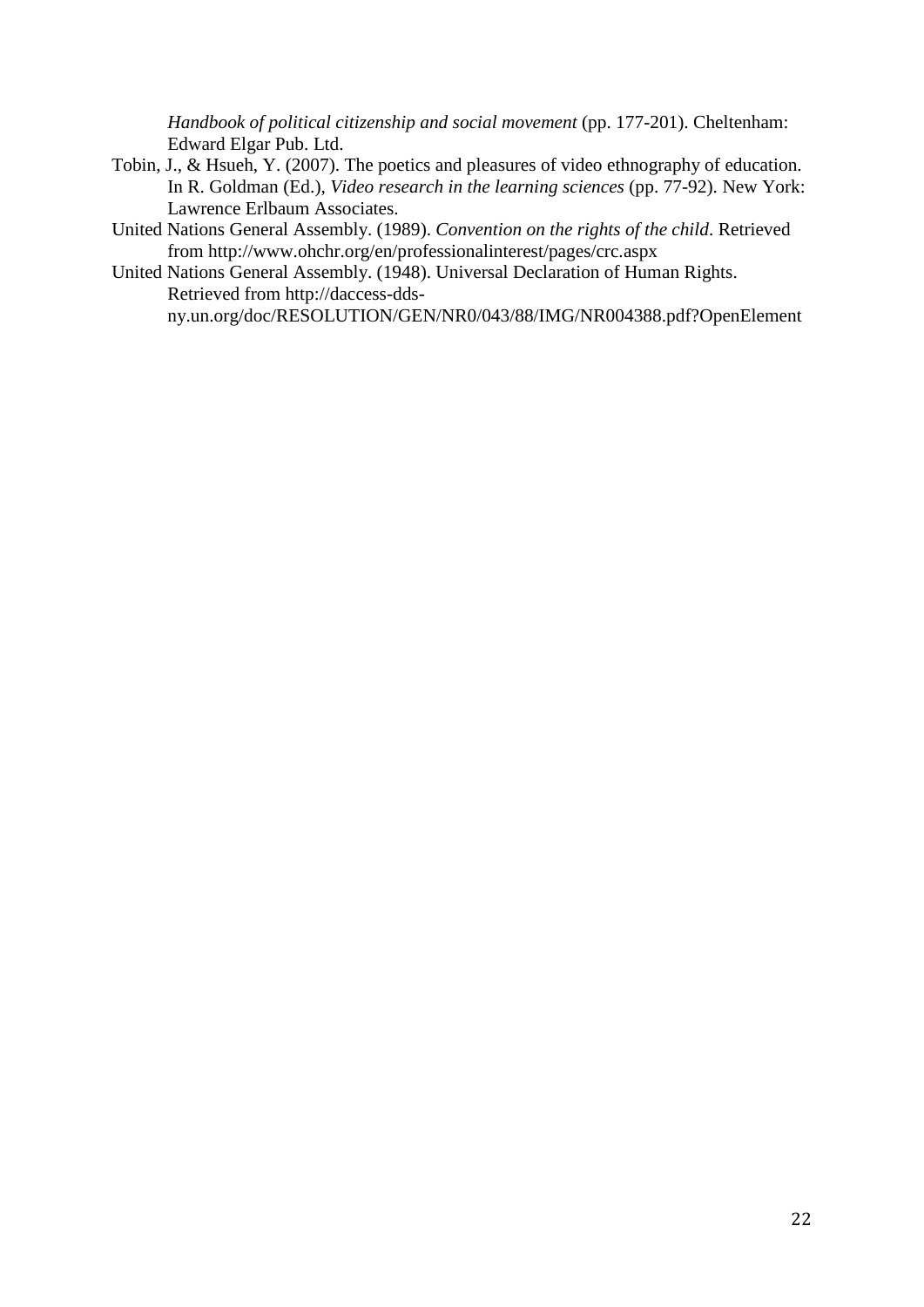*Handbook of political citizenship and social movement* (pp. 177-201). Cheltenham: Edward Elgar Pub. Ltd.

Tobin, J., & Hsueh, Y. (2007). The poetics and pleasures of video ethnography of education. In R. Goldman (Ed.), *Video research in the learning sciences* (pp. 77-92). New York: Lawrence Erlbaum Associates.

United Nations General Assembly. (1989). *Convention on the rights of the child*. Retrieved from http://www.ohchr.org/en/professionalinterest/pages/crc.aspx

United Nations General Assembly. (1948). Universal Declaration of Human Rights. Retrieved from http://daccess-dds-ny.un.org/doc/RESOLUTION/GEN/NR0/043/88/IMG/NR004388.pdf?OpenElement